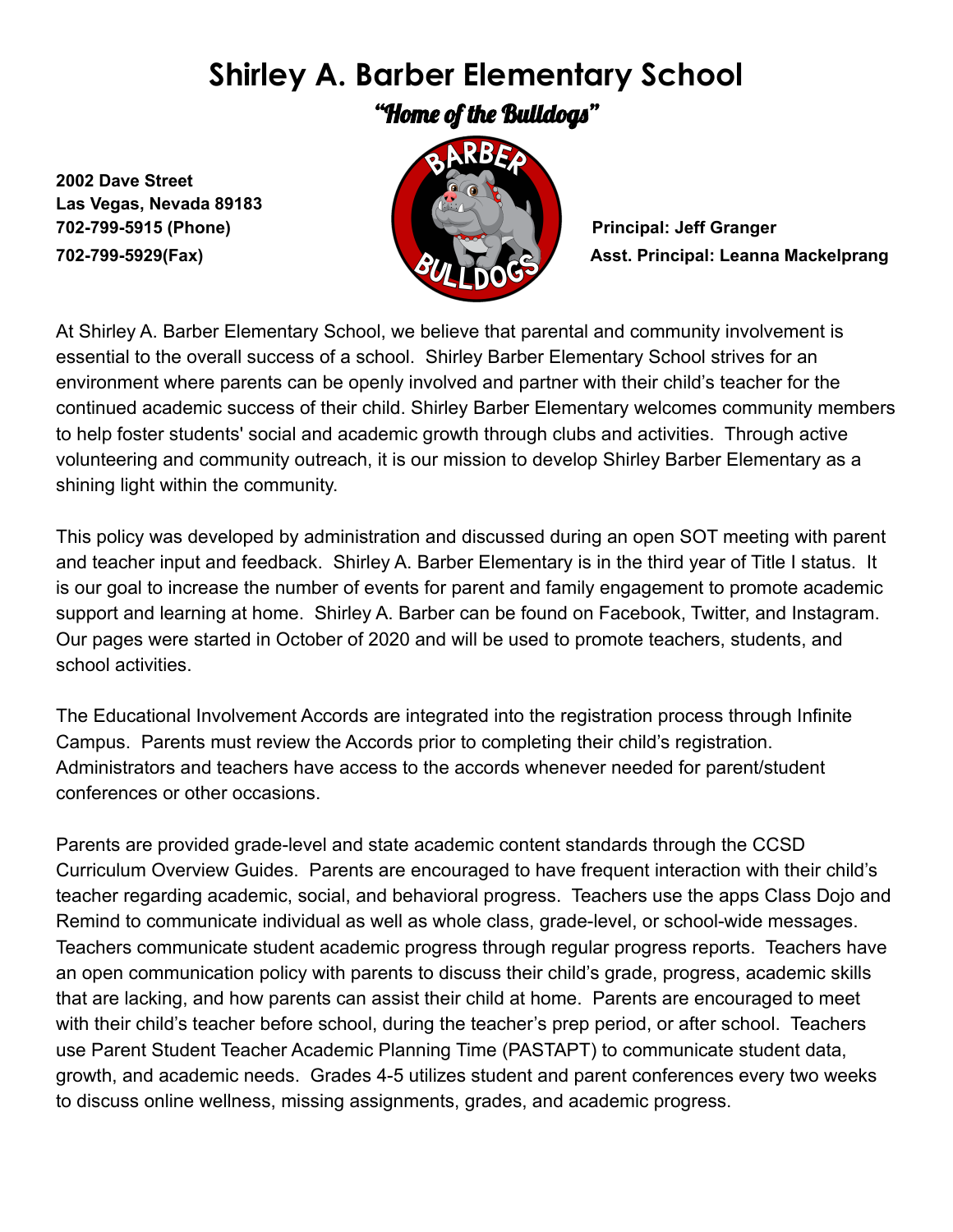# Shirley A. Barber Elementary School

*"Home of the Bulldogs"*

**2002 Dave Street**
**Las Vegas, Nevada 89183**
**702-799-5915 (Phone)**
**702-799-5929(Fax)**

**Principal: Jeff Granger**
**Asst. Principal: Leanna Mackelprang**

At Shirley A. Barber Elementary School, we believe that parental and community involvement is essential to the overall success of a school. Shirley Barber Elementary School strives for an environment where parents can be openly involved and partner with their child's teacher for the continued academic success of their child. Shirley Barber Elementary welcomes community members to help foster students' social and academic growth through clubs and activities. Through active volunteering and community outreach, it is our mission to develop Shirley Barber Elementary as a shining light within the community.

This policy was developed by administration and discussed during an open SOT meeting with parent and teacher input and feedback. Shirley A. Barber Elementary is in the third year of Title I status. It is our goal to increase the number of events for parent and family engagement to promote academic support and learning at home. Shirley A. Barber can be found on Facebook, Twitter, and Instagram. Our pages were started in October of 2020 and will be used to promote teachers, students, and school activities.

The Educational Involvement Accords are integrated into the registration process through Infinite Campus. Parents must review the Accords prior to completing their child's registration. Administrators and teachers have access to the accords whenever needed for parent/student conferences or other occasions.

Parents are provided grade-level and state academic content standards through the CCSD Curriculum Overview Guides. Parents are encouraged to have frequent interaction with their child's teacher regarding academic, social, and behavioral progress. Teachers use the apps Class Dojo and Remind to communicate individual as well as whole class, grade-level, or school-wide messages. Teachers communicate student academic progress through regular progress reports. Teachers have an open communication policy with parents to discuss their child's grade, progress, academic skills that are lacking, and how parents can assist their child at home. Parents are encouraged to meet with their child's teacher before school, during the teacher's prep period, or after school. Teachers use Parent Student Teacher Academic Planning Time (PASTAPT) to communicate student data, growth, and academic needs. Grades 4-5 utilizes student and parent conferences every two weeks to discuss online wellness, missing assignments, grades, and academic progress.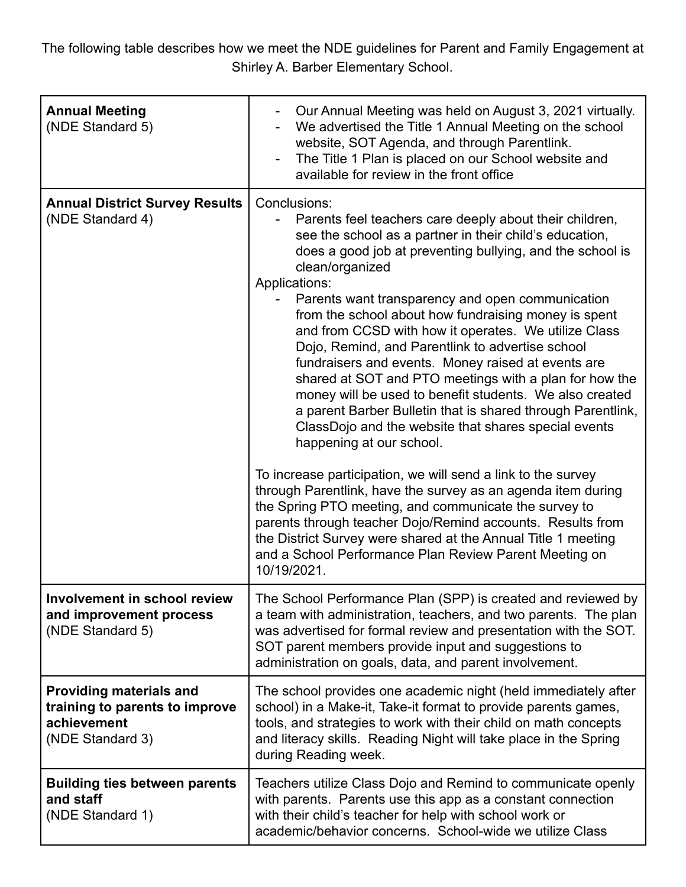The following table describes how we meet the NDE guidelines for Parent and Family Engagement at Shirley A. Barber Elementary School.

| | |
|---|---|
| **Annual Meeting** (NDE Standard 5) | - Our Annual Meeting was held on August 3, 2021 virtually.<br>- We advertised the Title 1 Annual Meeting on the school website, SOT Agenda, and through Parentlink.<br>- The Title 1 Plan is placed on our School website and available for review in the front office |
| **Annual District Survey Results** (NDE Standard 4) | Conclusions:<br>- Parents feel teachers care deeply about their children, see the school as a partner in their child's education, does a good job at preventing bullying, and the school is clean/organized<br>Applications:<br>- Parents want transparency and open communication from the school about how fundraising money is spent and from CCSD with how it operates. We utilize Class Dojo, Remind, and Parentlink to advertise school fundraisers and events. Money raised at events are shared at SOT and PTO meetings with a plan for how the money will be used to benefit students. We also created a parent Barber Bulletin that is shared through Parentlink, ClassDojo and the website that shares special events happening at our school.<br><br>To increase participation, we will send a link to the survey through Parentlink, have the survey as an agenda item during the Spring PTO meeting, and communicate the survey to parents through teacher Dojo/Remind accounts. Results from the District Survey were shared at the Annual Title 1 meeting and a School Performance Plan Review Parent Meeting on 10/19/2021. |
| **Involvement in school review and improvement process** (NDE Standard 5) | The School Performance Plan (SPP) is created and reviewed by a team with administration, teachers, and two parents. The plan was advertised for formal review and presentation with the SOT. SOT parent members provide input and suggestions to administration on goals, data, and parent involvement. |
| **Providing materials and training to parents to improve achievement** (NDE Standard 3) | The school provides one academic night (held immediately after school) in a Make-it, Take-it format to provide parents games, tools, and strategies to work with their child on math concepts and literacy skills. Reading Night will take place in the Spring during Reading week. |
| **Building ties between parents and staff** (NDE Standard 1) | Teachers utilize Class Dojo and Remind to communicate openly with parents. Parents use this app as a constant connection with their child's teacher for help with school work or academic/behavior concerns. School-wide we utilize Class |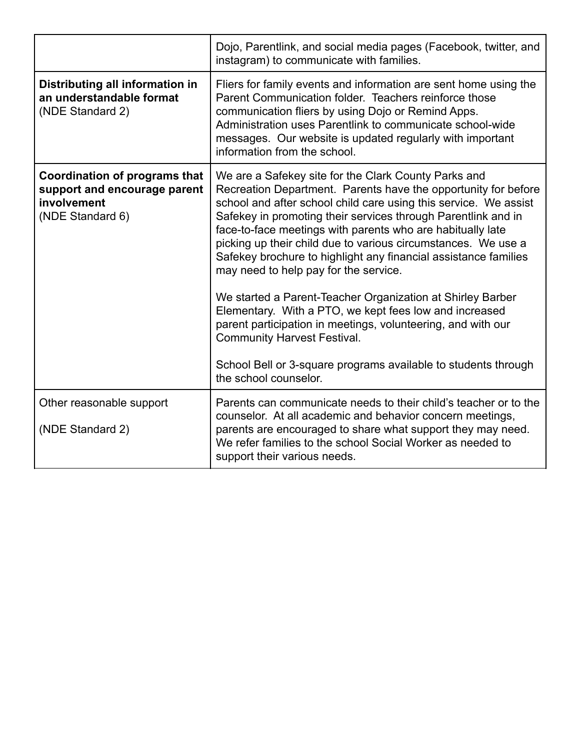| | |
|---|---|
| | Dojo, Parentlink, and social media pages (Facebook, twitter, and instagram) to communicate with families. |
| **Distributing all information in an understandable format** (NDE Standard 2) | Fliers for family events and information are sent home using the Parent Communication folder. Teachers reinforce those communication fliers by using Dojo or Remind Apps. Administration uses Parentlink to communicate school-wide messages. Our website is updated regularly with important information from the school. |
| **Coordination of programs that support and encourage parent involvement** (NDE Standard 6) | We are a Safekey site for the Clark County Parks and Recreation Department. Parents have the opportunity for before school and after school child care using this service. We assist Safekey in promoting their services through Parentlink and in face-to-face meetings with parents who are habitually late picking up their child due to various circumstances. We use a Safekey brochure to highlight any financial assistance families may need to help pay for the service.<br><br>We started a Parent-Teacher Organization at Shirley Barber Elementary. With a PTO, we kept fees low and increased parent participation in meetings, volunteering, and with our Community Harvest Festival.<br><br>School Bell or 3-square programs available to students through the school counselor. |
| Other reasonable support<br><br>(NDE Standard 2) | Parents can communicate needs to their child's teacher or to the counselor. At all academic and behavior concern meetings, parents are encouraged to share what support they may need. We refer families to the school Social Worker as needed to support their various needs. |